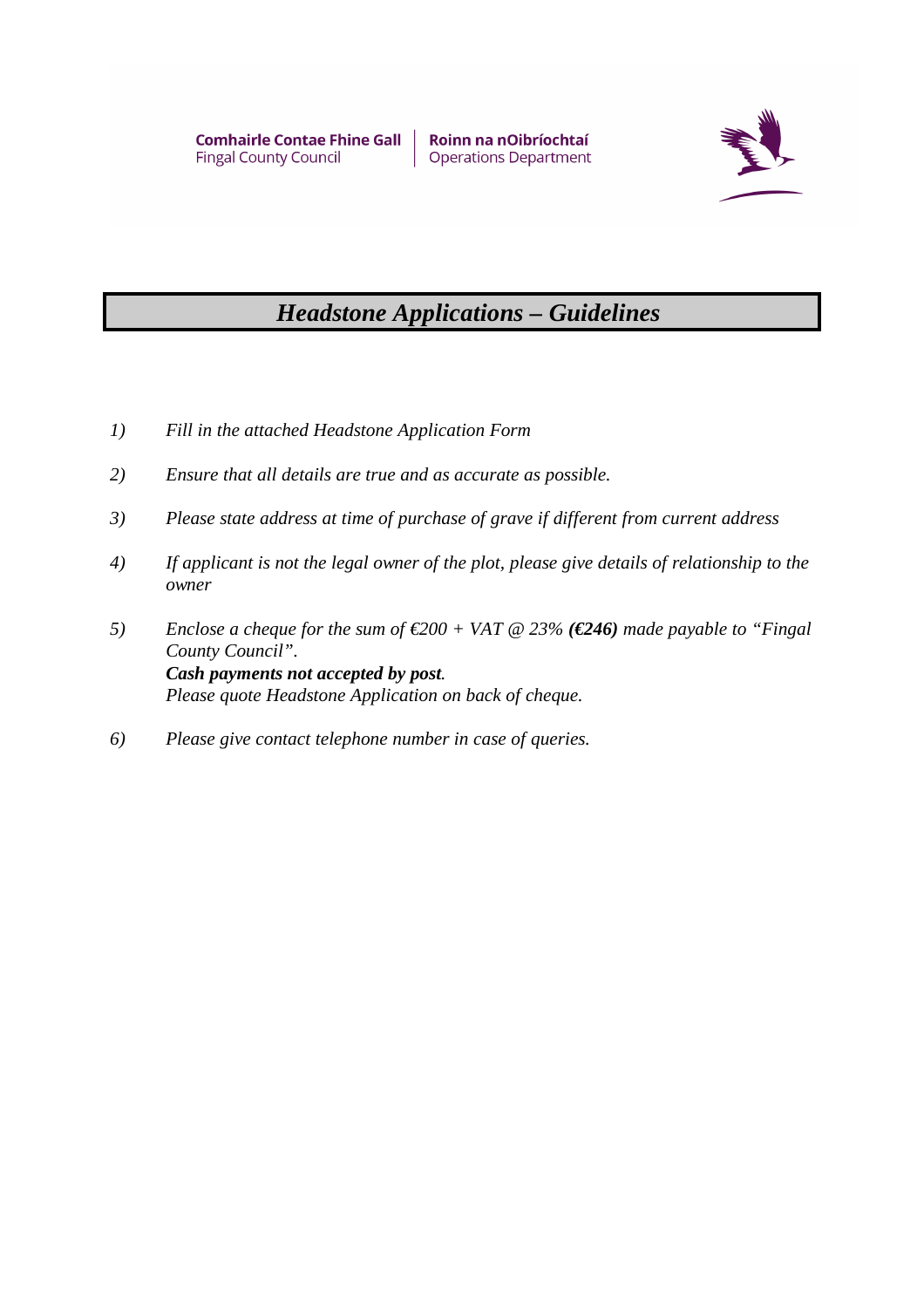**Comhairle Contae Fhine Gall**
Fingal County Council

**Roinn na nOibríochtaí**
Operations Department

# *Headstone Applications – Guidelines*

1) *Fill in the attached Headstone Application Form*

2) *Ensure that all details are true and as accurate as possible.*

3) *Please state address at time of purchase of grave if different from current address*

4) *If applicant is not the legal owner of the plot, please give details of relationship to the owner*

5) *Enclose a cheque for the sum of €200 + VAT @ 23%* ***(€246)*** *made payable to "Fingal County Council".*
   ***Cash payments not accepted by post.***
   *Please quote Headstone Application on back of cheque.*

6) *Please give contact telephone number in case of queries.*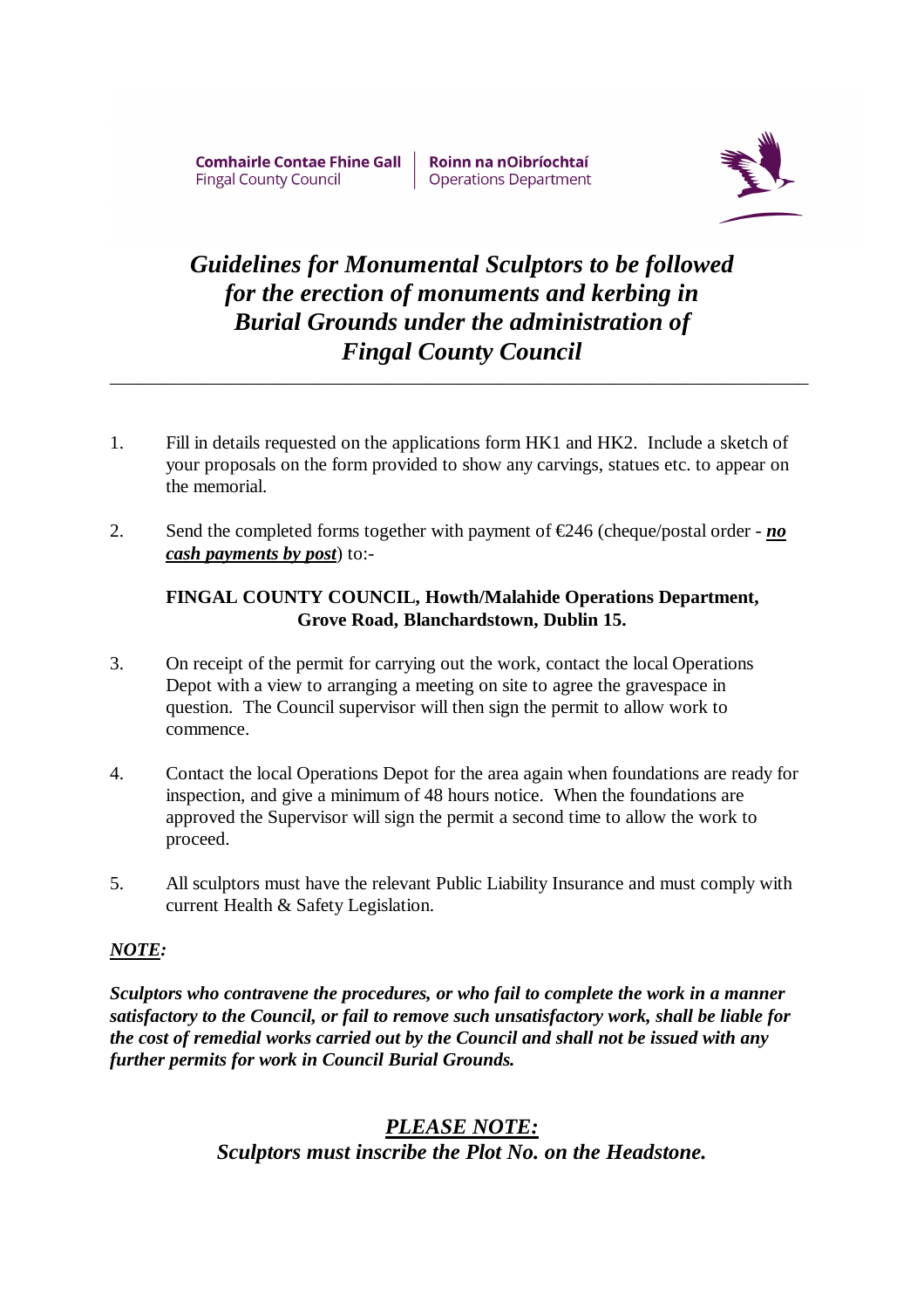Comhairle Contae Fhine Gall | Roinn na nOibríochtaí
Fingal County Council | Operations Department

# *Guidelines for Monumental Sculptors to be followed for the erection of monuments and kerbing in Burial Grounds under the administration of Fingal County Council*

---

1. Fill in details requested on the applications form HK1 and HK2. Include a sketch of your proposals on the form provided to show any carvings, statues etc. to appear on the memorial.

2. Send the completed forms together with payment of €246 (cheque/postal order - ***no cash payments by post***) to:-

   **FINGAL COUNTY COUNCIL, Howth/Malahide Operations Department, Grove Road, Blanchardstown, Dublin 15.**

3. On receipt of the permit for carrying out the work, contact the local Operations Depot with a view to arranging a meeting on site to agree the gravespace in question. The Council supervisor will then sign the permit to allow work to commence.

4. Contact the local Operations Depot for the area again when foundations are ready for inspection, and give a minimum of 48 hours notice. When the foundations are approved the Supervisor will sign the permit a second time to allow the work to proceed.

5. All sculptors must have the relevant Public Liability Insurance and must comply with current Health & Safety Legislation.

***NOTE:***

***Sculptors who contravene the procedures, or who fail to complete the work in a manner satisfactory to the Council, or fail to remove such unsatisfactory work, shall be liable for the cost of remedial works carried out by the Council and shall not be issued with any further permits for work in Council Burial Grounds.***

***PLEASE NOTE:***
***Sculptors must inscribe the Plot No. on the Headstone.***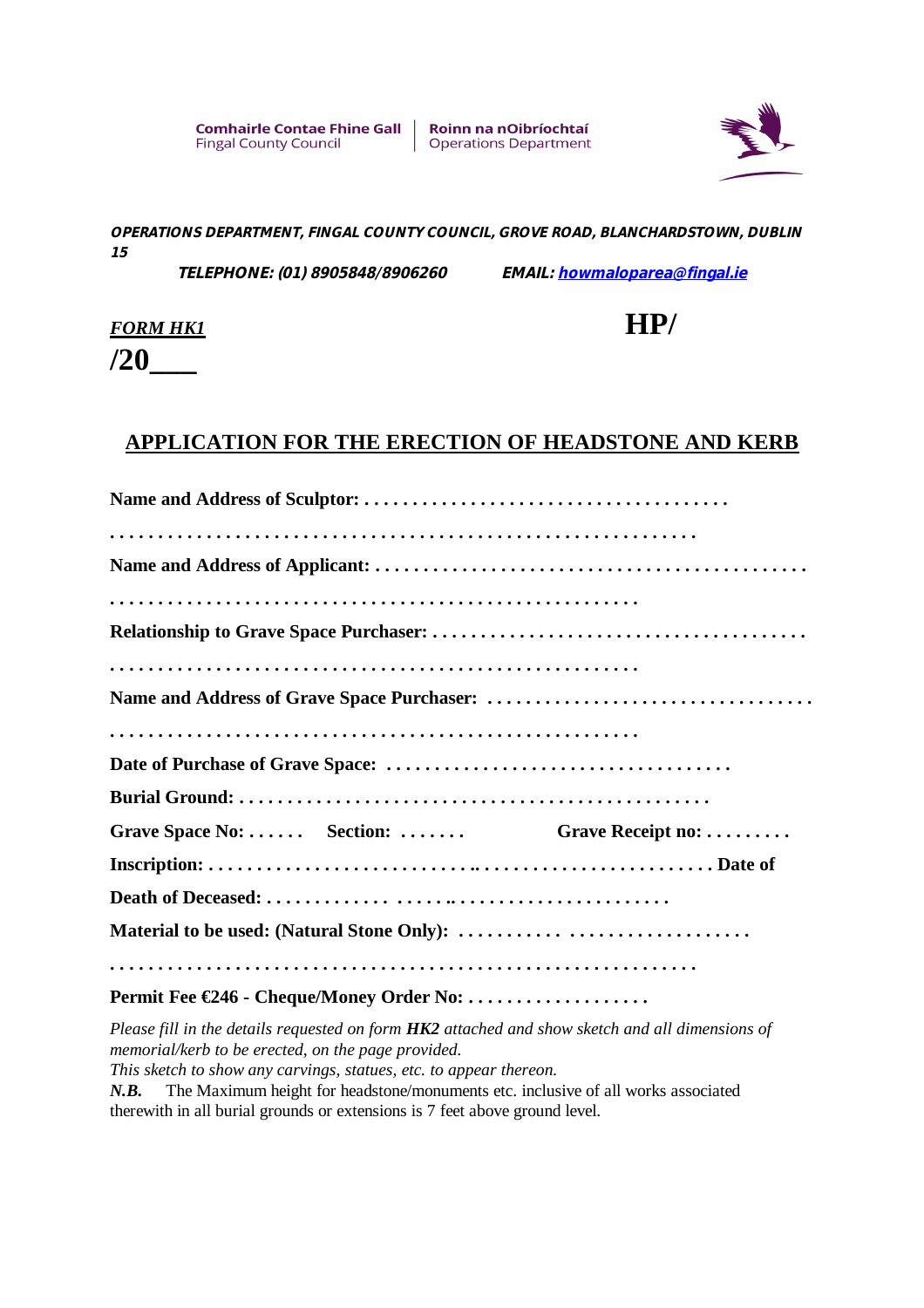Comhairle Contae Fhine Gall | Roinn na nOibríochtaí
Fingal County Council | Operations Department

***OPERATIONS DEPARTMENT, FINGAL COUNTY COUNCIL, GROVE ROAD, BLANCHARDSTOWN, DUBLIN 15***

***TELEPHONE: (01) 8905848/8906260 EMAIL: howmaloparea@fingal.ie***

***FORM HK1*** **HP/**

**/20___**

## APPLICATION FOR THE ERECTION OF HEADSTONE AND KERB

**Name and Address of Sculptor:** . . . . . . . . . . . . . . . . . . . . . . . . . . . . . . . . . . . . .

. . . . . . . . . . . . . . . . . . . . . . . . . . . . . . . . . . . . . . . . . . . . . . . . . . . . . . . . . . .

**Name and Address of Applicant:** . . . . . . . . . . . . . . . . . . . . . . . . . . . . . . . . . . . . . . . . . . .

. . . . . . . . . . . . . . . . . . . . . . . . . . . . . . . . . . . . . . . . . . . . . . . . . . . . .

**Relationship to Grave Space Purchaser:** . . . . . . . . . . . . . . . . . . . . . . . . . . . . . . . . . . . . . .

. . . . . . . . . . . . . . . . . . . . . . . . . . . . . . . . . . . . . . . . . . . . . . . . . . . . .

**Name and Address of Grave Space Purchaser:** . . . . . . . . . . . . . . . . . . . . . . . . . . . . . . . . .

. . . . . . . . . . . . . . . . . . . . . . . . . . . . . . . . . . . . . . . . . . . . . . . . . . . . .

**Date of Purchase of Grave Space:** . . . . . . . . . . . . . . . . . . . . . . . . . . . . . . . . . . .

**Burial Ground:** . . . . . . . . . . . . . . . . . . . . . . . . . . . . . . . . . . . . . . . . . . . . . . . .

**Grave Space No:** . . . . . . **Section:** . . . . . . . **Grave Receipt no:** . . . . . . . . .

**Inscription:** . . . . . . . . . . . . . . . . . . . . . . . . . . . . . . . . . . . . . . . . . . . . . . . . . . . . **Date of Death of Deceased:** . . . . . . . . . . . . . . . . . . . . . . . . . . . . . . . . . . . . . . . . .

**Material to be used: (Natural Stone Only):** . . . . . . . . . . . . . . . . . . . . . . . . . . . . . .

. . . . . . . . . . . . . . . . . . . . . . . . . . . . . . . . . . . . . . . . . . . . . . . . . . . . . . . . . . .

**Permit Fee €246 - Cheque/Money Order No:** . . . . . . . . . . . . . . . . . . .

*Please fill in the details requested on form **HK2** attached and show sketch and all dimensions of memorial/kerb to be erected, on the page provided.*
*This sketch to show any carvings, statues, etc. to appear thereon.*
***N.B.*** The Maximum height for headstone/monuments etc. inclusive of all works associated therewith in all burial grounds or extensions is 7 feet above ground level.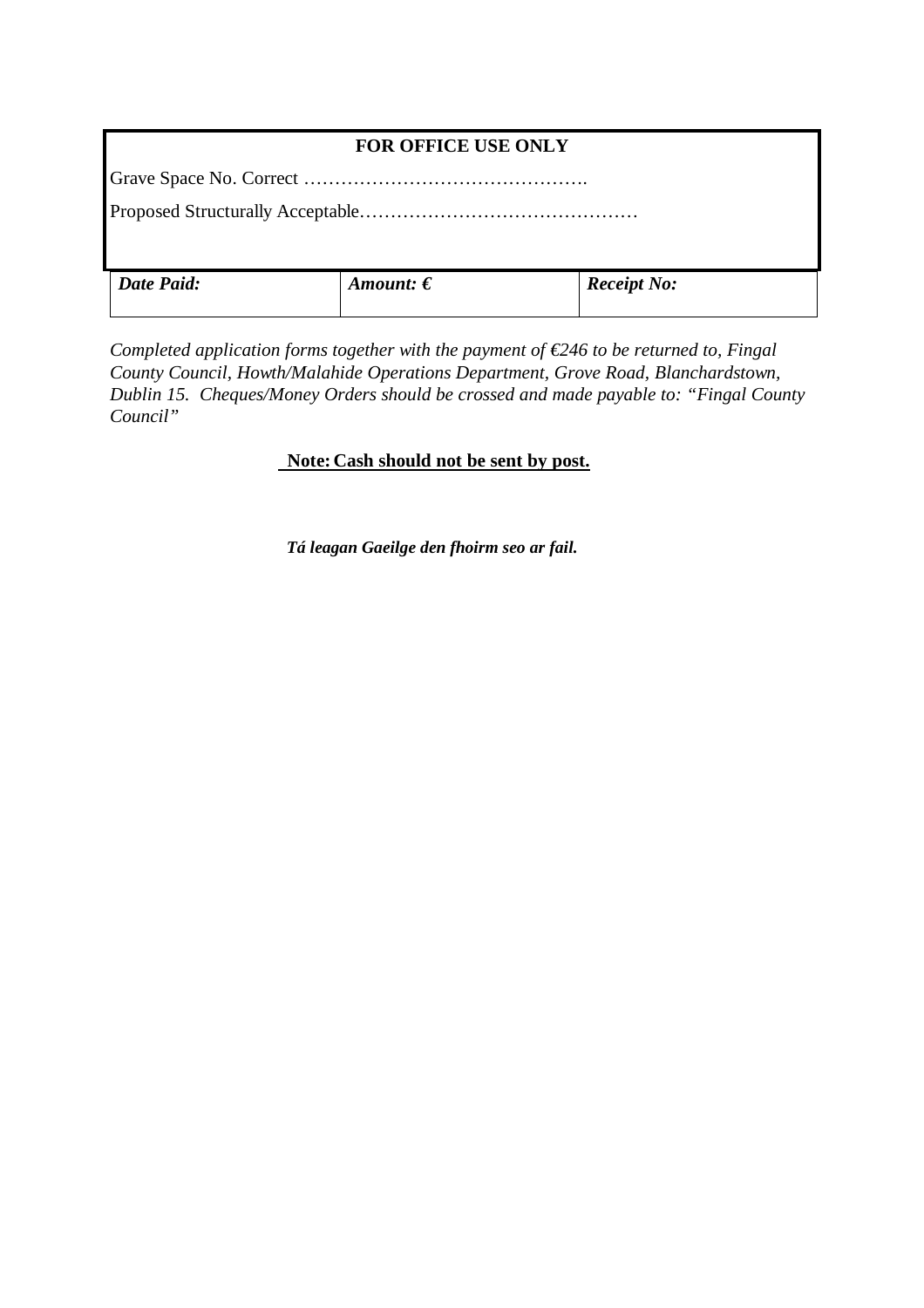**FOR OFFICE USE ONLY**

Grave Space No. Correct ……………………………………….

Proposed Structurally Acceptable………………………………………

| *Date Paid:* | *Amount: €* | *Receipt No:* |
|---|---|---|
| | | |

*Completed application forms together with the payment of €246 to be returned to, Fingal County Council, Howth/Malahide Operations Department, Grove Road, Blanchardstown, Dublin 15. Cheques/Money Orders should be crossed and made payable to: "Fingal County Council"*

**Note: Cash should not be sent by post.**

***Tá leagan Gaeilge den fhoirm seo ar fail.***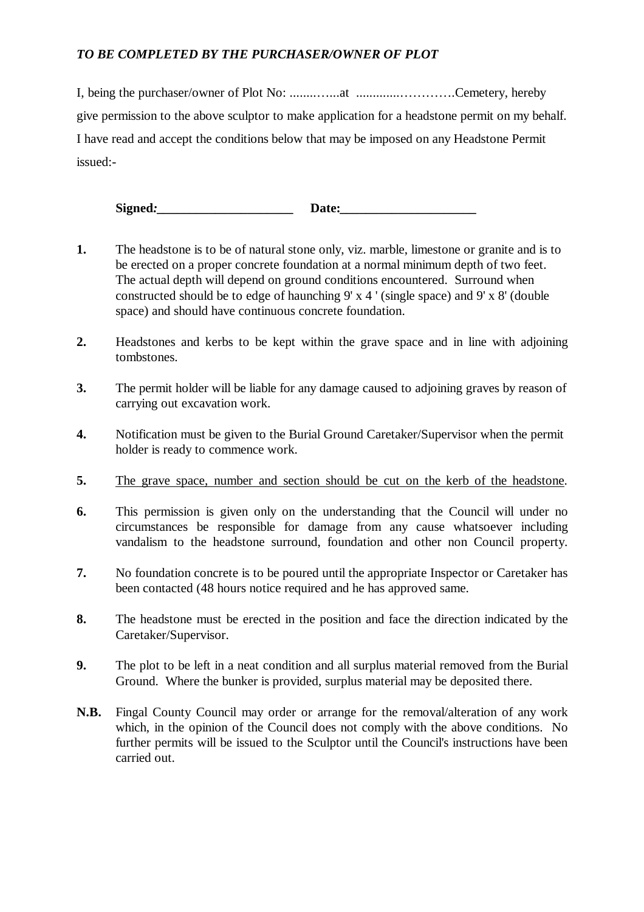***TO BE COMPLETED BY THE PURCHASER/OWNER OF PLOT***

I, being the purchaser/owner of Plot No: ........…...at .............…………Cemetery, hereby give permission to the above sculptor to make application for a headstone permit on my behalf. I have read and accept the conditions below that may be imposed on any Headstone Permit issued:-

**Signed*:*_____________________ Date:____________________**

**1.** The headstone is to be of natural stone only, viz. marble, limestone or granite and is to be erected on a proper concrete foundation at a normal minimum depth of two feet. The actual depth will depend on ground conditions encountered. Surround when constructed should be to edge of haunching 9' x 4 ' (single space) and 9' x 8' (double space) and should have continuous concrete foundation.

**2.** Headstones and kerbs to be kept within the grave space and in line with adjoining tombstones.

**3.** The permit holder will be liable for any damage caused to adjoining graves by reason of carrying out excavation work.

**4.** Notification must be given to the Burial Ground Caretaker/Supervisor when the permit holder is ready to commence work.

**5.** <u>The grave space, number and section should be cut on the kerb of the headstone</u>.

**6.** This permission is given only on the understanding that the Council will under no circumstances be responsible for damage from any cause whatsoever including vandalism to the headstone surround, foundation and other non Council property.

**7.** No foundation concrete is to be poured until the appropriate Inspector or Caretaker has been contacted (48 hours notice required and he has approved same.

**8.** The headstone must be erected in the position and face the direction indicated by the Caretaker/Supervisor.

**9.** The plot to be left in a neat condition and all surplus material removed from the Burial Ground. Where the bunker is provided, surplus material may be deposited there.

**N.B.** Fingal County Council may order or arrange for the removal/alteration of any work which, in the opinion of the Council does not comply with the above conditions. No further permits will be issued to the Sculptor until the Council's instructions have been carried out.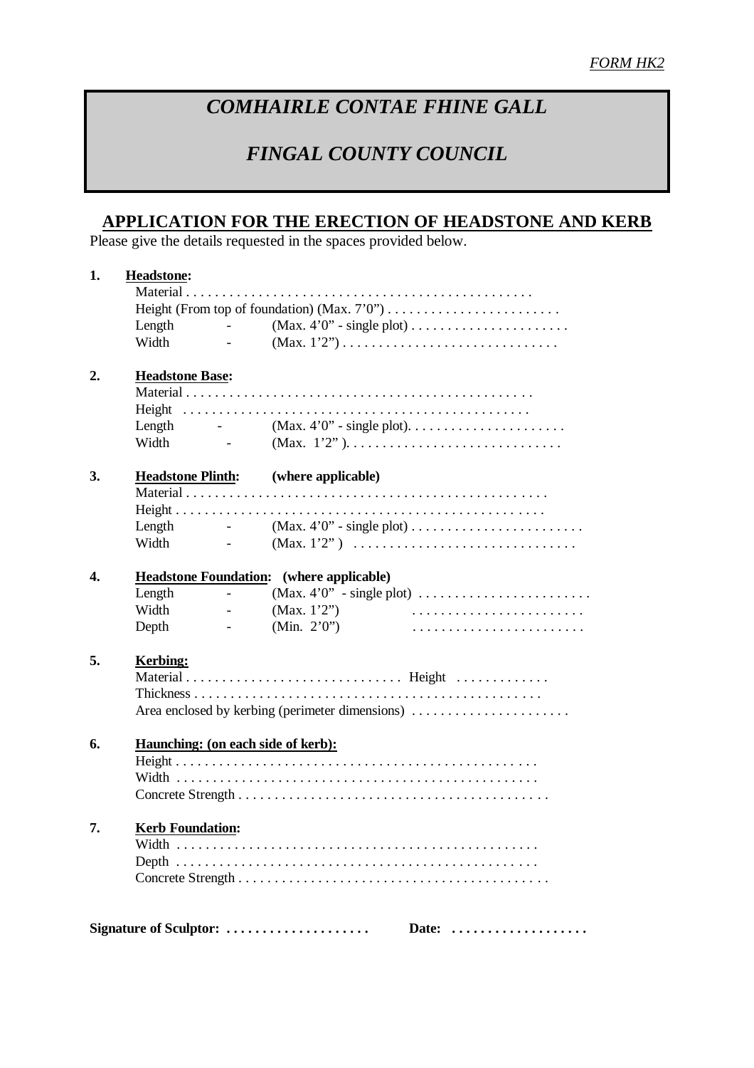*FORM HK2*

# *COMHAIRLE CONTAE FHINE GALL*

# *FINGAL COUNTY COUNCIL*

## APPLICATION FOR THE ERECTION OF HEADSTONE AND KERB

Please give the details requested in the spaces provided below.

**1. Headstone:**

Material . . . . . . . . . . . . . . . . . . . . . . . . . . . . . . . . . . . . . . . . . . . . . . .

Height (From top of foundation) (Max. 7'0") . . . . . . . . . . . . . . . . . . . . . . . .

Length - (Max. 4'0" - single plot) . . . . . . . . . . . . . . . . . . . . . .

Width - (Max. 1'2") . . . . . . . . . . . . . . . . . . . . . . . . . . . . . .

**2. Headstone Base:**

Material . . . . . . . . . . . . . . . . . . . . . . . . . . . . . . . . . . . . . . . . . . . . . . .

Height . . . . . . . . . . . . . . . . . . . . . . . . . . . . . . . . . . . . . . . . . . . . . . .

Length - (Max. 4'0" - single plot). . . . . . . . . . . . . . . . . . . . . .

Width - (Max. 1'2" ). . . . . . . . . . . . . . . . . . . . . . . . . . . . . .

**3. Headstone Plinth: (where applicable)**

Material . . . . . . . . . . . . . . . . . . . . . . . . . . . . . . . . . . . . . . . . . . . . . . . .

Height . . . . . . . . . . . . . . . . . . . . . . . . . . . . . . . . . . . . . . . . . . . . . . . . .

Length - (Max. 4'0" - single plot) . . . . . . . . . . . . . . . . . . . . . . . .

Width - (Max. 1'2" ) . . . . . . . . . . . . . . . . . . . . . . . . . . . . . .

**4. Headstone Foundation: (where applicable)**

Length - (Max. 4'0" - single plot) . . . . . . . . . . . . . . . . . . . . . . . .

Width - (Max. 1'2") . . . . . . . . . . . . . . . . . . . . . . . .

Depth - (Min. 2'0") . . . . . . . . . . . . . . . . . . . . . . . .

**5. Kerbing:**

Material . . . . . . . . . . . . . . . . . . . . . . . . . . . . . Height . . . . . . . . . . . . .

Thickness . . . . . . . . . . . . . . . . . . . . . . . . . . . . . . . . . . . . . . . . . . . . . . .

Area enclosed by kerbing (perimeter dimensions) . . . . . . . . . . . . . . . . . . . . . .

**6. Haunching: (on each side of kerb):**

Height . . . . . . . . . . . . . . . . . . . . . . . . . . . . . . . . . . . . . . . . . . . . . . . . .

Width . . . . . . . . . . . . . . . . . . . . . . . . . . . . . . . . . . . . . . . . . . . . . . . . .

Concrete Strength . . . . . . . . . . . . . . . . . . . . . . . . . . . . . . . . . . . . . . . . . .

**7. Kerb Foundation:**

Width . . . . . . . . . . . . . . . . . . . . . . . . . . . . . . . . . . . . . . . . . . . . . . . . .

Depth . . . . . . . . . . . . . . . . . . . . . . . . . . . . . . . . . . . . . . . . . . . . . . . . .

Concrete Strength . . . . . . . . . . . . . . . . . . . . . . . . . . . . . . . . . . . . . . . . . .

**Signature of Sculptor: . . . . . . . . . . . . . . . . . . . . Date: . . . . . . . . . . . . . . . . . . .**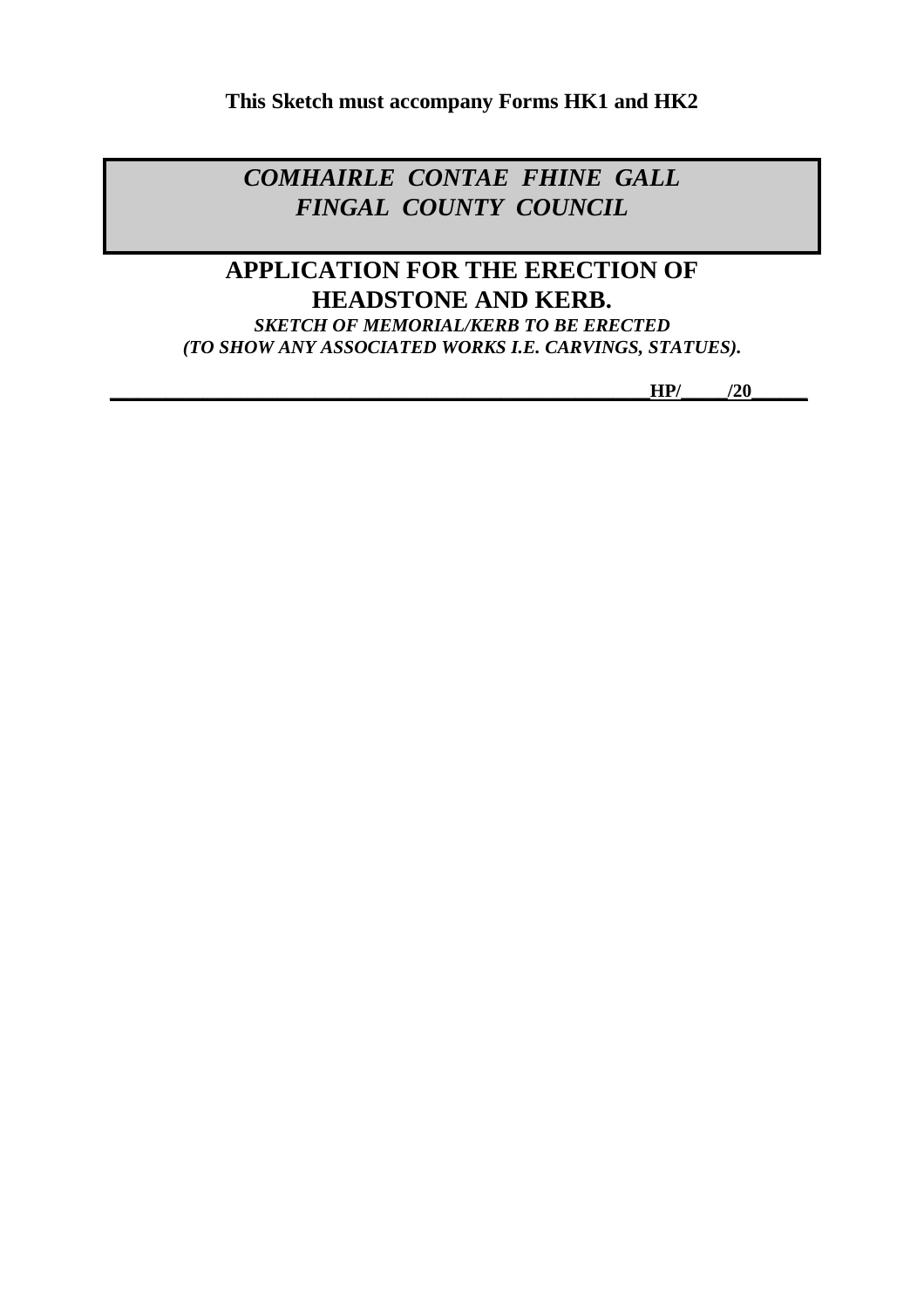**This Sketch must accompany Forms HK1 and HK2**

***COMHAIRLE CONTAE FHINE GALL***
***FINGAL COUNTY COUNCIL***

# APPLICATION FOR THE ERECTION OF HEADSTONE AND KERB.

***SKETCH OF MEMORIAL/KERB TO BE ERECTED***
***(TO SHOW ANY ASSOCIATED WORKS I.E. CARVINGS, STATUES).***

**HP/_____/20______**